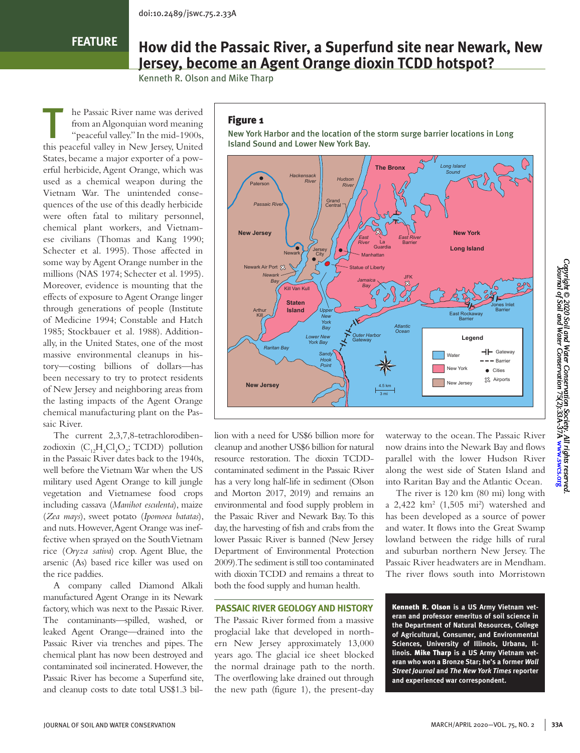doi:10.2489/jswc.75.2.33A

FEATURE

# How did the Passaic River, a Superfund site near Newark, New Jersey, become an Agent Orange dioxin TCDD hotspot?

Kenneth R. Olson and Mike Tharp

The Passaic River name was derived from an Algonquian word meaning "peaceful valley." In the mid-1900s, this peaceful valley in New Jersey, United States, became a major exporter of a powerful herbicide, Agent Orange, which was used as a chemical weapon during the Vietnam War. The unintended consequences of the use of this deadly herbicide were often fatal to military personnel, chemical plant workers, and Vietnamese civilians (Thomas and Kang 1990; Schecter et al. 1995). Those affected in some way by Agent Orange number in the millions (NAS 1974; Schecter et al. 1995). Moreover, evidence is mounting that the effects of exposure to Agent Orange linger through generations of people (Institute of Medicine 1994; Constable and Hatch 1985; Stockbauer et al. 1988). Additionally, in the United States, one of the most massive environmental cleanups in history—costing billions of dollars—has been necessary to try to protect residents of New Jersey and neighboring areas from the lasting impacts of the Agent Orange chemical manufacturing plant on the Passaic River.

The current 2,3,7,8-tetrachlorodibenzodioxin ($C_{12}H_4Cl_4O_2$; TCDD) pollution in the Passaic River dates back to the 1940s, well before the Vietnam War when the US military used Agent Orange to kill jungle vegetation and Vietnamese food crops including cassava (*Manihot esculenta*), maize (*Zea mays*), sweet potato (*Ipomoea batatas*), and nuts. However, Agent Orange was ineffective when sprayed on the South Vietnam rice (*Oryza sativa*) crop. Agent Blue, the arsenic (As) based rice killer was used on the rice paddies.

A company called Diamond Alkali manufactured Agent Orange in its Newark factory, which was next to the Passaic River. The contaminants—spilled, washed, or leaked Agent Orange—drained into the Passaic River via trenches and pipes. The chemical plant has now been destroyed and contaminated soil incinerated. However, the Passaic River has become a Superfund site, and cleanup costs to date total US$1.3 billion with a need for US$6 billion more for cleanup and another US$6 billion for natural resource restoration. The dioxin TCDD-contaminated sediment in the Passaic River has a very long half-life in sediment (Olson and Morton 2017, 2019) and remains an environmental and food supply problem in the Passaic River and Newark Bay. To this day, the harvesting of fish and crabs from the lower Passaic River is banned (New Jersey Department of Environmental Protection 2009). The sediment is still too contaminated with dioxin TCDD and remains a threat to both the food supply and human health.

**Figure 1**

New York Harbor and the location of the storm surge barrier locations in Long Island Sound and Lower New York Bay.

## PASSAIC RIVER GEOLOGY AND HISTORY

The Passaic River formed from a massive proglacial lake that developed in northern New Jersey approximately 13,000 years ago. The glacial ice sheet blocked the normal drainage path to the north. The overflowing lake drained out through the new path (figure 1), the present-day waterway to the ocean. The Passaic River now drains into the Newark Bay and flows parallel with the lower Hudson River along the west side of Staten Island and into Raritan Bay and the Atlantic Ocean.

The river is 120 km (80 mi) long with a 2,422 km² (1,505 mi²) watershed and has been developed as a source of power and water. It flows into the Great Swamp lowland between the ridge hills of rural and suburban northern New Jersey. The Passaic River headwaters are in Mendham. The river flows south into Morristown

**Kenneth R. Olson** is a US Army Vietnam veteran and professor emeritus of soil science in the Department of Natural Resources, College of Agricultural, Consumer, and Environmental Sciences, University of Illinois, Urbana, Illinois. **Mike Tharp** is a US Army Vietnam veteran who won a Bronze Star; he's a former *Wall Street Journal* and *The New York Times* reporter and experienced war correspondent.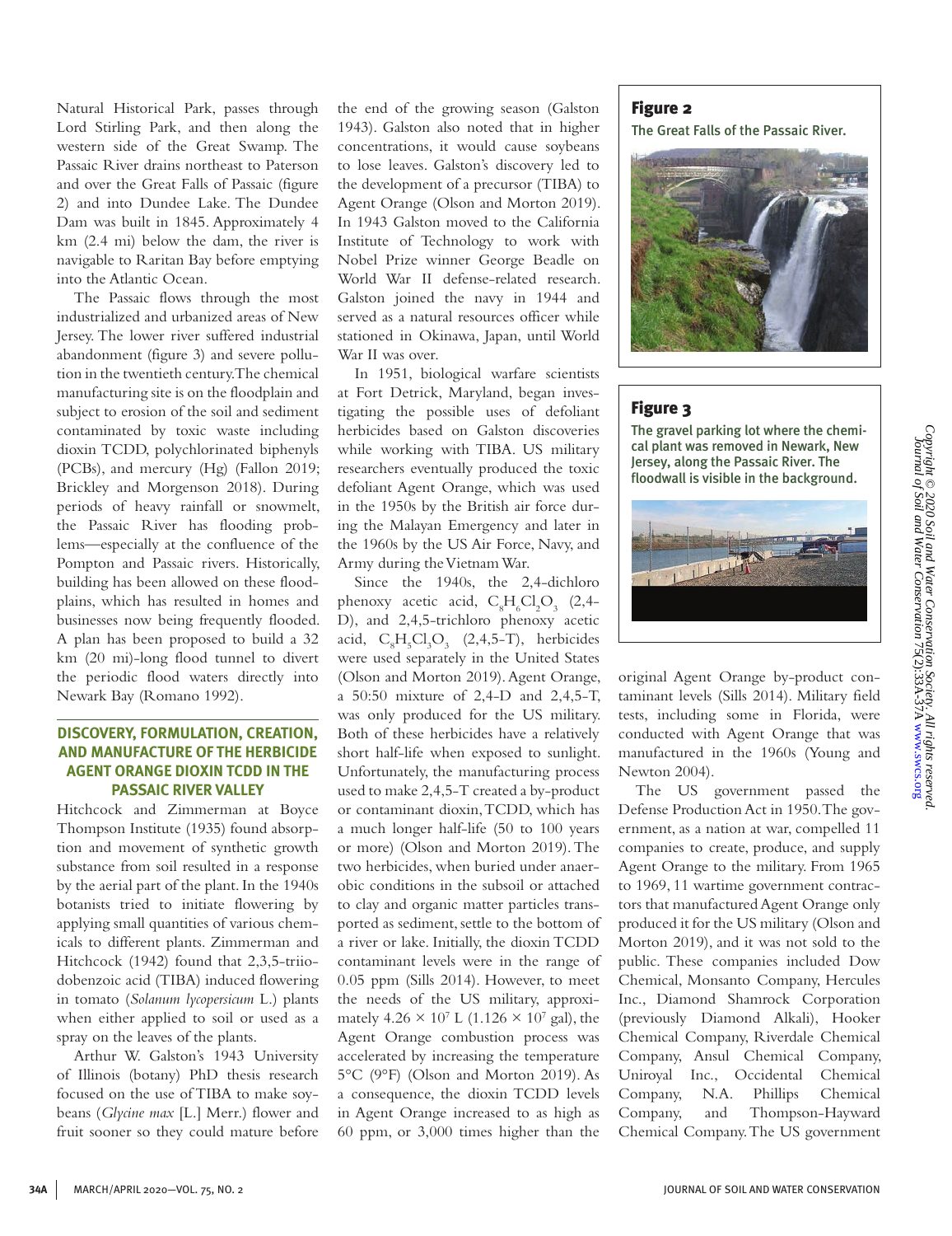Natural Historical Park, passes through Lord Stirling Park, and then along the western side of the Great Swamp. The Passaic River drains northeast to Paterson and over the Great Falls of Passaic (figure 2) and into Dundee Lake. The Dundee Dam was built in 1845. Approximately 4 km (2.4 mi) below the dam, the river is navigable to Raritan Bay before emptying into the Atlantic Ocean.

The Passaic flows through the most industrialized and urbanized areas of New Jersey. The lower river suffered industrial abandonment (figure 3) and severe pollution in the twentieth century. The chemical manufacturing site is on the floodplain and subject to erosion of the soil and sediment contaminated by toxic waste including dioxin TCDD, polychlorinated biphenyls (PCBs), and mercury (Hg) (Fallon 2019; Brickley and Morgenson 2018). During periods of heavy rainfall or snowmelt, the Passaic River has flooding problems—especially at the confluence of the Pompton and Passaic rivers. Historically, building has been allowed on these floodplains, which has resulted in homes and businesses now being frequently flooded. A plan has been proposed to build a 32 km (20 mi)-long flood tunnel to divert the periodic flood waters directly into Newark Bay (Romano 1992).

## DISCOVERY, FORMULATION, CREATION, AND MANUFACTURE OF THE HERBICIDE AGENT ORANGE DIOXIN TCDD IN THE PASSAIC RIVER VALLEY

Hitchcock and Zimmerman at Boyce Thompson Institute (1935) found absorption and movement of synthetic growth substance from soil resulted in a response by the aerial part of the plant. In the 1940s botanists tried to initiate flowering by applying small quantities of various chemicals to different plants. Zimmerman and Hitchcock (1942) found that 2,3,5-triiodobenzoic acid (TIBA) induced flowering in tomato (*Solanum lycopersicum* L.) plants when either applied to soil or used as a spray on the leaves of the plants.

Arthur W. Galston's 1943 University of Illinois (botany) PhD thesis research focused on the use of TIBA to make soybeans (*Glycine max* [L.] Merr.) flower and fruit sooner so they could mature before the end of the growing season (Galston 1943). Galston also noted that in higher concentrations, it would cause soybeans to lose leaves. Galston's discovery led to the development of a precursor (TIBA) to Agent Orange (Olson and Morton 2019). In 1943 Galston moved to the California Institute of Technology to work with Nobel Prize winner George Beadle on World War II defense-related research. Galston joined the navy in 1944 and served as a natural resources officer while stationed in Okinawa, Japan, until World War II was over.

In 1951, biological warfare scientists at Fort Detrick, Maryland, began investigating the possible uses of defoliant herbicides based on Galston discoveries while working with TIBA. US military researchers eventually produced the toxic defoliant Agent Orange, which was used in the 1950s by the British air force during the Malayan Emergency and later in the 1960s by the US Air Force, Navy, and Army during the Vietnam War.

Since the 1940s, the 2,4-dichloro phenoxy acetic acid, $C_8H_6Cl_2O_3$ (2,4-D), and 2,4,5-trichloro phenoxy acetic acid, $C_8H_5Cl_3O_3$ (2,4,5-T), herbicides were used separately in the United States (Olson and Morton 2019). Agent Orange, a 50:50 mixture of 2,4-D and 2,4,5-T, was only produced for the US military. Both of these herbicides have a relatively short half-life when exposed to sunlight. Unfortunately, the manufacturing process used to make 2,4,5-T created a by-product or contaminant dioxin, TCDD, which has a much longer half-life (50 to 100 years or more) (Olson and Morton 2019). The two herbicides, when buried under anaerobic conditions in the subsoil or attached to clay and organic matter particles transported as sediment, settle to the bottom of a river or lake. Initially, the dioxin TCDD contaminant levels were in the range of 0.05 ppm (Sills 2014). However, to meet the needs of the US military, approximately $4.26 \times 10^7$ L ($1.126 \times 10^7$ gal), the Agent Orange combustion process was accelerated by increasing the temperature 5°C (9°F) (Olson and Morton 2019). As a consequence, the dioxin TCDD levels in Agent Orange increased to as high as 60 ppm, or 3,000 times higher than the original Agent Orange by-product contaminant levels (Sills 2014). Military field tests, including some in Florida, were conducted with Agent Orange that was manufactured in the 1960s (Young and Newton 2004).

The US government passed the Defense Production Act in 1950. The government, as a nation at war, compelled 11 companies to create, produce, and supply Agent Orange to the military. From 1965 to 1969, 11 wartime government contractors that manufactured Agent Orange only produced it for the US military (Olson and Morton 2019), and it was not sold to the public. These companies included Dow Chemical, Monsanto Company, Hercules Inc., Diamond Shamrock Corporation (previously Diamond Alkali), Hooker Chemical Company, Riverdale Chemical Company, Ansul Chemical Company, Uniroyal Inc., Occidental Chemical Company, N.A. Phillips Chemical Company, and Thompson-Hayward Chemical Company. The US government

**Figure 2**
The Great Falls of the Passaic River.

**Figure 3**
The gravel parking lot where the chemical plant was removed in Newark, New Jersey, along the Passaic River. The floodwall is visible in the background.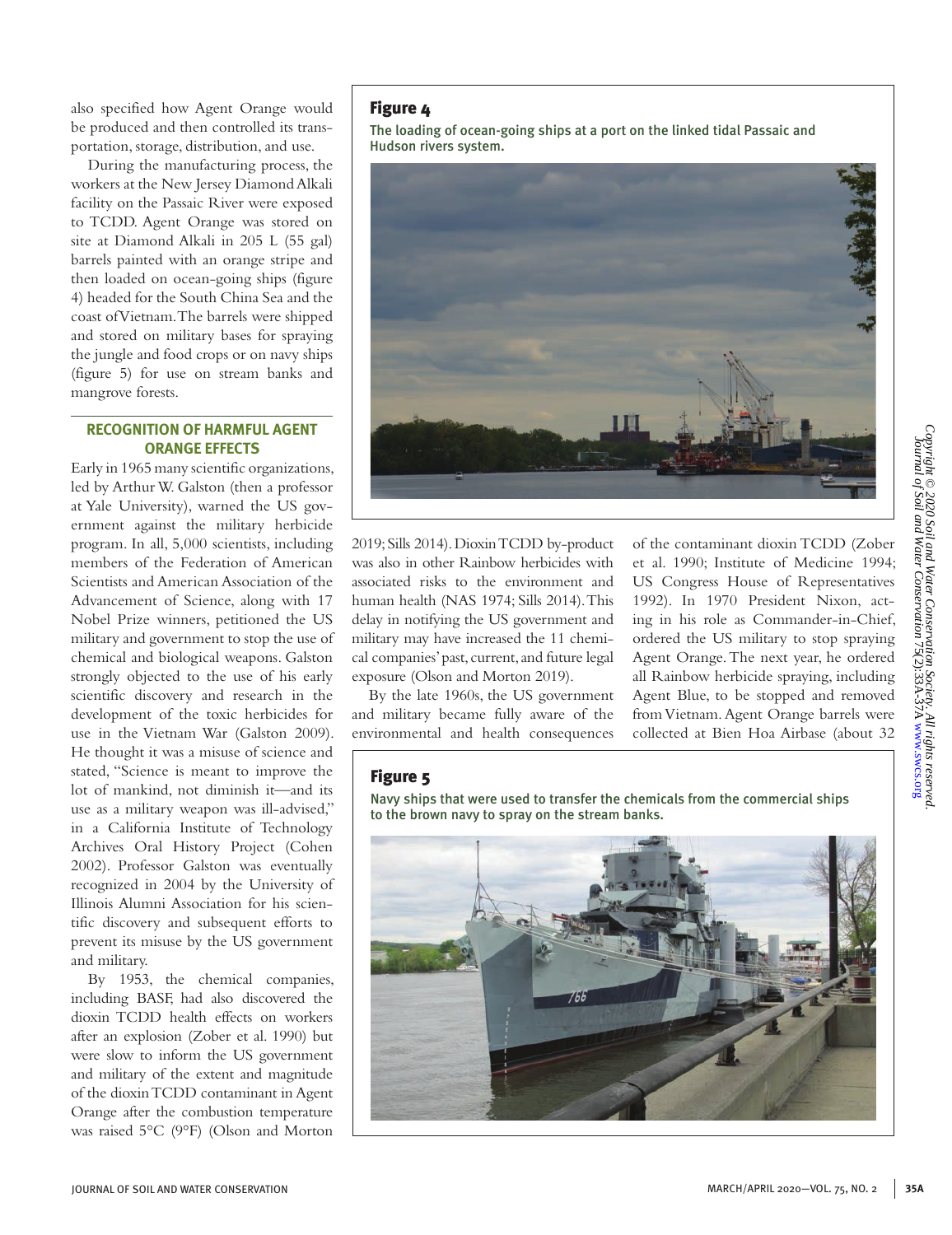also specified how Agent Orange would be produced and then controlled its transportation, storage, distribution, and use.

During the manufacturing process, the workers at the New Jersey Diamond Alkali facility on the Passaic River were exposed to TCDD. Agent Orange was stored on site at Diamond Alkali in 205 L (55 gal) barrels painted with an orange stripe and then loaded on ocean-going ships (figure 4) headed for the South China Sea and the coast of Vietnam. The barrels were shipped and stored on military bases for spraying the jungle and food crops or on navy ships (figure 5) for use on stream banks and mangrove forests.

## RECOGNITION OF HARMFUL AGENT ORANGE EFFECTS

Early in 1965 many scientific organizations, led by Arthur W. Galston (then a professor at Yale University), warned the US government against the military herbicide program. In all, 5,000 scientists, including members of the Federation of American Scientists and American Association of the Advancement of Science, along with 17 Nobel Prize winners, petitioned the US military and government to stop the use of chemical and biological weapons. Galston strongly objected to the use of his early scientific discovery and research in the development of the toxic herbicides for use in the Vietnam War (Galston 2009). He thought it was a misuse of science and stated, "Science is meant to improve the lot of mankind, not diminish it—and its use as a military weapon was ill-advised," in a California Institute of Technology Archives Oral History Project (Cohen 2002). Professor Galston was eventually recognized in 2004 by the University of Illinois Alumni Association for his scientific discovery and subsequent efforts to prevent its misuse by the US government and military.

By 1953, the chemical companies, including BASF, had also discovered the dioxin TCDD health effects on workers after an explosion (Zober et al. 1990) but were slow to inform the US government and military of the extent and magnitude of the dioxin TCDD contaminant in Agent Orange after the combustion temperature was raised 5°C (9°F) (Olson and Morton 2019; Sills 2014). Dioxin TCDD by-product was also in other Rainbow herbicides with associated risks to the environment and human health (NAS 1974; Sills 2014). This delay in notifying the US government and military may have increased the 11 chemical companies' past, current, and future legal exposure (Olson and Morton 2019).

By the late 1960s, the US government and military became fully aware of the environmental and health consequences of the contaminant dioxin TCDD (Zober et al. 1990; Institute of Medicine 1994; US Congress House of Representatives 1992). In 1970 President Nixon, acting in his role as Commander-in-Chief, ordered the US military to stop spraying Agent Orange. The next year, he ordered all Rainbow herbicide spraying, including Agent Blue, to be stopped and removed from Vietnam. Agent Orange barrels were collected at Bien Hoa Airbase (about 32

**Figure 4**

The loading of ocean-going ships at a port on the linked tidal Passaic and Hudson rivers system.

**Figure 5**

Navy ships that were used to transfer the chemicals from the commercial ships to the brown navy to spray on the stream banks.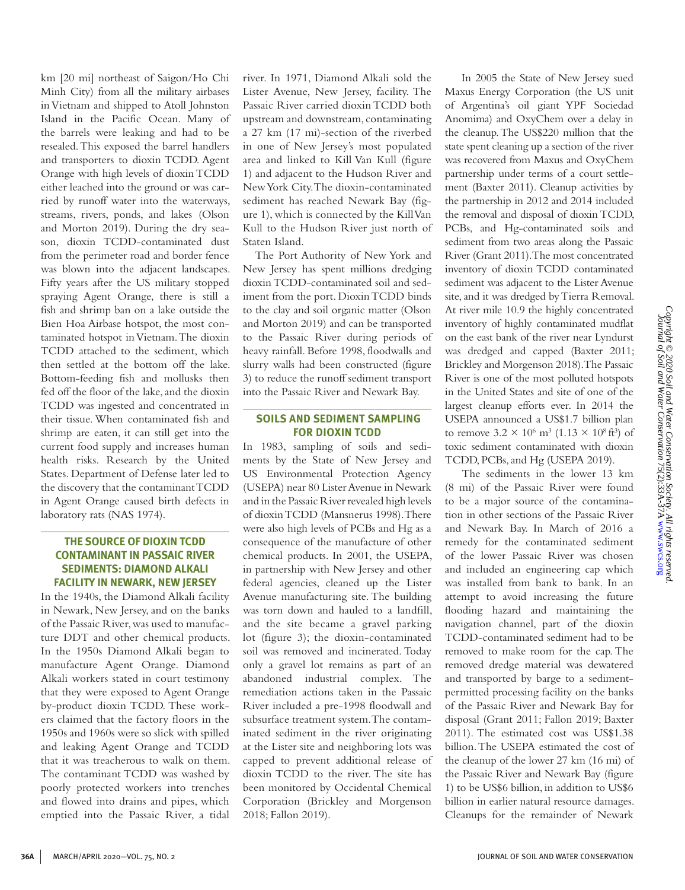km [20 mi] northeast of Saigon/Ho Chi Minh City) from all the military airbases in Vietnam and shipped to Atoll Johnston Island in the Pacific Ocean. Many of the barrels were leaking and had to be resealed. This exposed the barrel handlers and transporters to dioxin TCDD. Agent Orange with high levels of dioxin TCDD either leached into the ground or was carried by runoff water into the waterways, streams, rivers, ponds, and lakes (Olson and Morton 2019). During the dry season, dioxin TCDD-contaminated dust from the perimeter road and border fence was blown into the adjacent landscapes. Fifty years after the US military stopped spraying Agent Orange, there is still a fish and shrimp ban on a lake outside the Bien Hoa Airbase hotspot, the most contaminated hotspot in Vietnam. The dioxin TCDD attached to the sediment, which then settled at the bottom off the lake. Bottom-feeding fish and mollusks then fed off the floor of the lake, and the dioxin TCDD was ingested and concentrated in their tissue. When contaminated fish and shrimp are eaten, it can still get into the current food supply and increases human health risks. Research by the United States. Department of Defense later led to the discovery that the contaminant TCDD in Agent Orange caused birth defects in laboratory rats (NAS 1974).

## THE SOURCE OF DIOXIN TCDD CONTAMINANT IN PASSAIC RIVER SEDIMENTS: DIAMOND ALKALI FACILITY IN NEWARK, NEW JERSEY

In the 1940s, the Diamond Alkali facility in Newark, New Jersey, and on the banks of the Passaic River, was used to manufacture DDT and other chemical products. In the 1950s Diamond Alkali began to manufacture Agent Orange. Diamond Alkali workers stated in court testimony that they were exposed to Agent Orange by-product dioxin TCDD. These workers claimed that the factory floors in the 1950s and 1960s were so slick with spilled and leaking Agent Orange and TCDD that it was treacherous to walk on them. The contaminant TCDD was washed by poorly protected workers into trenches and flowed into drains and pipes, which emptied into the Passaic River, a tidal river. In 1971, Diamond Alkali sold the Lister Avenue, New Jersey, facility. The Passaic River carried dioxin TCDD both upstream and downstream, contaminating a 27 km (17 mi)-section of the riverbed in one of New Jersey's most populated area and linked to Kill Van Kull (figure 1) and adjacent to the Hudson River and New York City. The dioxin-contaminated sediment has reached Newark Bay (figure 1), which is connected by the Kill Van Kull to the Hudson River just north of Staten Island.

The Port Authority of New York and New Jersey has spent millions dredging dioxin TCDD-contaminated soil and sediment from the port. Dioxin TCDD binds to the clay and soil organic matter (Olson and Morton 2019) and can be transported to the Passaic River during periods of heavy rainfall. Before 1998, floodwalls and slurry walls had been constructed (figure 3) to reduce the runoff sediment transport into the Passaic River and Newark Bay.

## SOILS AND SEDIMENT SAMPLING FOR DIOXIN TCDD

In 1983, sampling of soils and sediments by the State of New Jersey and US Environmental Protection Agency (USEPA) near 80 Lister Avenue in Newark and in the Passaic River revealed high levels of dioxin TCDD (Mansnerus 1998). There were also high levels of PCBs and Hg as a consequence of the manufacture of other chemical products. In 2001, the USEPA, in partnership with New Jersey and other federal agencies, cleaned up the Lister Avenue manufacturing site. The building was torn down and hauled to a landfill, and the site became a gravel parking lot (figure 3); the dioxin-contaminated soil was removed and incinerated. Today only a gravel lot remains as part of an abandoned industrial complex. The remediation actions taken in the Passaic River included a pre-1998 floodwall and subsurface treatment system. The contaminated sediment in the river originating at the Lister site and neighboring lots was capped to prevent additional release of dioxin TCDD to the river. The site has been monitored by Occidental Chemical Corporation (Brickley and Morgenson 2018; Fallon 2019).

In 2005 the State of New Jersey sued Maxus Energy Corporation (the US unit of Argentina's oil giant YPF Sociedad Anomima) and OxyChem over a delay in the cleanup. The US$220 million that the state spent cleaning up a section of the river was recovered from Maxus and OxyChem partnership under terms of a court settlement (Baxter 2011). Cleanup activities by the partnership in 2012 and 2014 included the removal and disposal of dioxin TCDD, PCBs, and Hg-contaminated soils and sediment from two areas along the Passaic River (Grant 2011). The most concentrated inventory of dioxin TCDD contaminated sediment was adjacent to the Lister Avenue site, and it was dredged by Tierra Removal. At river mile 10.9 the highly concentrated inventory of highly contaminated mudflat on the east bank of the river near Lyndurst was dredged and capped (Baxter 2011; Brickley and Morgenson 2018). The Passaic River is one of the most polluted hotspots in the United States and site of one of the largest cleanup efforts ever. In 2014 the USEPA announced a US$1.7 billion plan to remove $3.2 \times 10^6$ m$^3$ ($1.13 \times 10^8$ ft$^3$) of toxic sediment contaminated with dioxin TCDD, PCBs, and Hg (USEPA 2019).

The sediments in the lower 13 km (8 mi) of the Passaic River were found to be a major source of the contamination in other sections of the Passaic River and Newark Bay. In March of 2016 a remedy for the contaminated sediment of the lower Passaic River was chosen and included an engineering cap which was installed from bank to bank. In an attempt to avoid increasing the future flooding hazard and maintaining the navigation channel, part of the dioxin TCDD-contaminated sediment had to be removed to make room for the cap. The removed dredge material was dewatered and transported by barge to a sediment-permitted processing facility on the banks of the Passaic River and Newark Bay for disposal (Grant 2011; Fallon 2019; Baxter 2011). The estimated cost was US$1.38 billion. The USEPA estimated the cost of the cleanup of the lower 27 km (16 mi) of the Passaic River and Newark Bay (figure 1) to be US$6 billion, in addition to US$6 billion in earlier natural resource damages. Cleanups for the remainder of Newark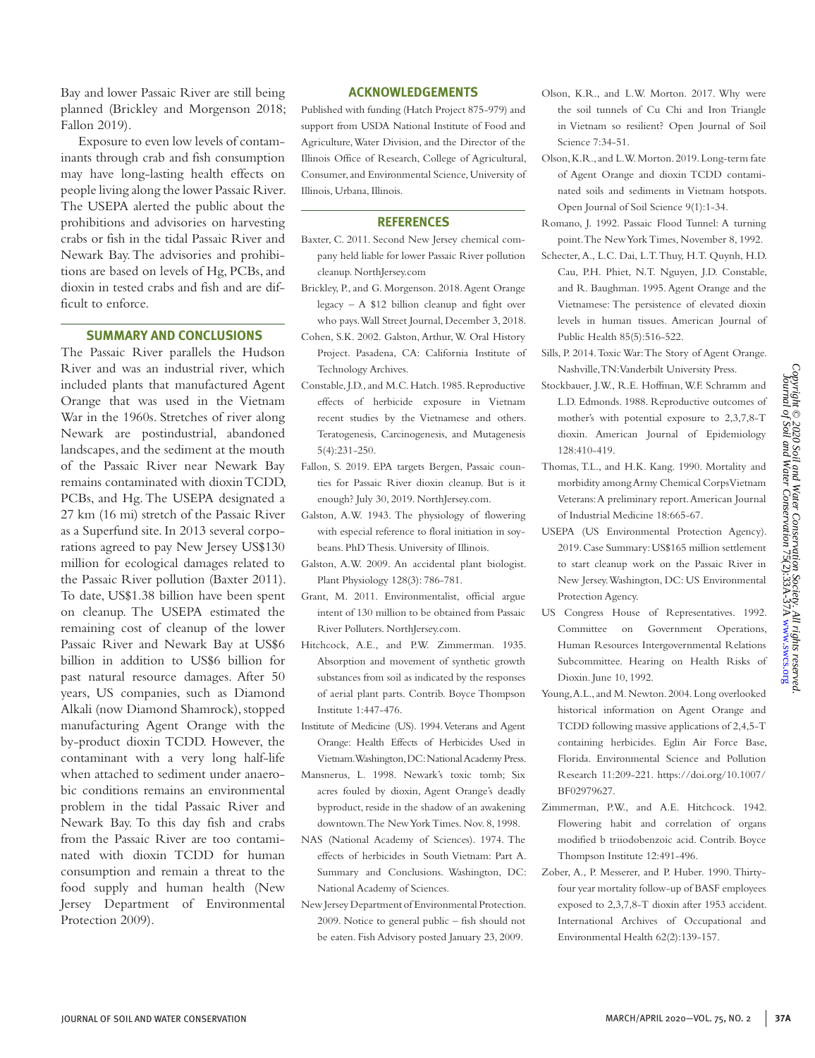Bay and lower Passaic River are still being planned (Brickley and Morgenson 2018; Fallon 2019).

Exposure to even low levels of contaminants through crab and fish consumption may have long-lasting health effects on people living along the lower Passaic River. The USEPA alerted the public about the prohibitions and advisories on harvesting crabs or fish in the tidal Passaic River and Newark Bay. The advisories and prohibitions are based on levels of Hg, PCBs, and dioxin in tested crabs and fish and are difficult to enforce.

## SUMMARY AND CONCLUSIONS

The Passaic River parallels the Hudson River and was an industrial river, which included plants that manufactured Agent Orange that was used in the Vietnam War in the 1960s. Stretches of river along Newark are postindustrial, abandoned landscapes, and the sediment at the mouth of the Passaic River near Newark Bay remains contaminated with dioxin TCDD, PCBs, and Hg. The USEPA designated a 27 km (16 mi) stretch of the Passaic River as a Superfund site. In 2013 several corporations agreed to pay New Jersey US$130 million for ecological damages related to the Passaic River pollution (Baxter 2011). To date, US$1.38 billion have been spent on cleanup. The USEPA estimated the remaining cost of cleanup of the lower Passaic River and Newark Bay at US$6 billion in addition to US$6 billion for past natural resource damages. After 50 years, US companies, such as Diamond Alkali (now Diamond Shamrock), stopped manufacturing Agent Orange with the by-product dioxin TCDD. However, the contaminant with a very long half-life when attached to sediment under anaerobic conditions remains an environmental problem in the tidal Passaic River and Newark Bay. To this day fish and crabs from the Passaic River are too contaminated with dioxin TCDD for human consumption and remain a threat to the food supply and human health (New Jersey Department of Environmental Protection 2009).

## ACKNOWLEDGEMENTS

Published with funding (Hatch Project 875-979) and support from USDA National Institute of Food and Agriculture, Water Division, and the Director of the Illinois Office of Research, College of Agricultural, Consumer, and Environmental Science, University of Illinois, Urbana, Illinois.

## REFERENCES

Baxter, C. 2011. Second New Jersey chemical company held liable for lower Passaic River pollution cleanup. NorthJersey.com

Brickley, P., and G. Morgenson. 2018. Agent Orange legacy – A $12 billion cleanup and fight over who pays. Wall Street Journal, December 3, 2018.

Cohen, S.K. 2002. Galston, Arthur, W. Oral History Project. Pasadena, CA: California Institute of Technology Archives.

Constable, J.D., and M.C. Hatch. 1985. Reproductive effects of herbicide exposure in Vietnam recent studies by the Vietnamese and others. Teratogenesis, Carcinogenesis, and Mutagenesis 5(4):231-250.

Fallon, S. 2019. EPA targets Bergen, Passaic counties for Passaic River dioxin cleanup. But is it enough? July 30, 2019. NorthJersey.com.

Galston, A.W. 1943. The physiology of flowering with especial reference to floral initiation in soybeans. PhD Thesis. University of Illinois.

Galston, A.W. 2009. An accidental plant biologist. Plant Physiology 128(3): 786-781.

Grant, M. 2011. Environmentalist, official argue intent of 130 million to be obtained from Passaic River Polluters. NorthJersey.com.

Hitchcock, A.E., and P.W. Zimmerman. 1935. Absorption and movement of synthetic growth substances from soil as indicated by the responses of aerial plant parts. Contrib. Boyce Thompson Institute 1:447-476.

Institute of Medicine (US). 1994. Veterans and Agent Orange: Health Effects of Herbicides Used in Vietnam. Washington, DC: National Academy Press.

Mansnerus, L. 1998. Newark's toxic tomb; Six acres fouled by dioxin, Agent Orange's deadly byproduct, reside in the shadow of an awakening downtown. The New York Times. Nov. 8, 1998.

NAS (National Academy of Sciences). 1974. The effects of herbicides in South Vietnam: Part A. Summary and Conclusions. Washington, DC: National Academy of Sciences.

New Jersey Department of Environmental Protection. 2009. Notice to general public – fish should not be eaten. Fish Advisory posted January 23, 2009.

Olson, K.R., and L.W. Morton. 2017. Why were the soil tunnels of Cu Chi and Iron Triangle in Vietnam so resilient? Open Journal of Soil Science 7:34-51.

Olson, K.R., and L.W. Morton. 2019. Long-term fate of Agent Orange and dioxin TCDD contaminated soils and sediments in Vietnam hotspots. Open Journal of Soil Science 9(1):1-34.

Romano, J. 1992. Passaic Flood Tunnel: A turning point. The New York Times, November 8, 1992.

Schecter, A., L.C. Dai, L.T. Thuy, H.T. Quynh, H.D. Cau, P.H. Phiet, N.T. Nguyen, J.D. Constable, and R. Baughman. 1995. Agent Orange and the Vietnamese: The persistence of elevated dioxin levels in human tissues. American Journal of Public Health 85(5):516-522.

Sills, P. 2014. Toxic War: The Story of Agent Orange. Nashville, TN: Vanderbilt University Press.

Stockbauer, J.W., R.E. Hoffman, W.F. Schramm and L.D. Edmonds. 1988. Reproductive outcomes of mother's with potential exposure to 2,3,7,8-T dioxin. American Journal of Epidemiology 128:410-419.

Thomas, T.L., and H.K. Kang. 1990. Mortality and morbidity among Army Chemical Corps Vietnam Veterans: A preliminary report. American Journal of Industrial Medicine 18:665-67.

USEPA (US Environmental Protection Agency). 2019. Case Summary: US$165 million settlement to start cleanup work on the Passaic River in New Jersey. Washington, DC: US Environmental Protection Agency.

US Congress House of Representatives. 1992. Committee on Government Operations, Human Resources Intergovernmental Relations Subcommittee. Hearing on Health Risks of Dioxin. June 10, 1992.

Young, A.L., and M. Newton. 2004. Long overlooked historical information on Agent Orange and TCDD following massive applications of 2,4,5-T containing herbicides. Eglin Air Force Base, Florida. Environmental Science and Pollution Research 11:209-221. https://doi.org/10.1007/BF02979627.

Zimmerman, P.W., and A.E. Hitchcock. 1942. Flowering habit and correlation of organs modified b triiodobenzoic acid. Contrib. Boyce Thompson Institute 12:491-496.

Zober, A., P. Messerer, and P. Huber. 1990. Thirty-four year mortality follow-up of BASF employees exposed to 2,3,7,8-T dioxin after 1953 accident. International Archives of Occupational and Environmental Health 62(2):139-157.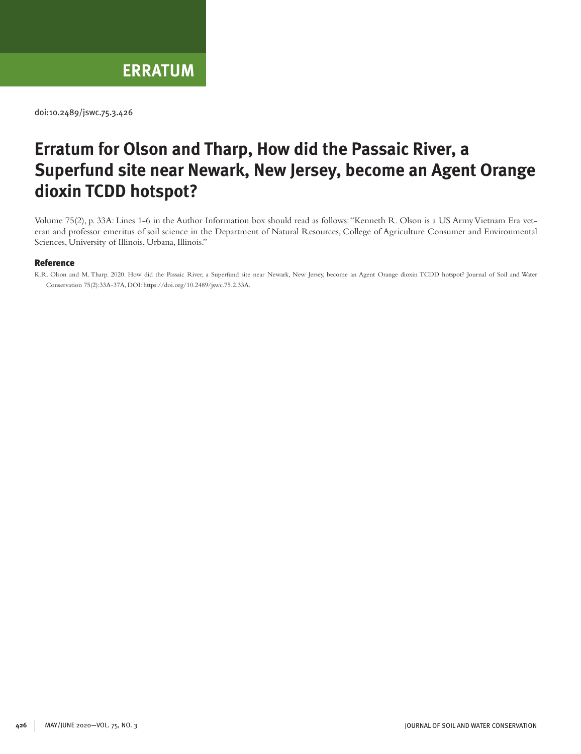ERRATUM

doi:10.2489/jswc.75.3.426

# Erratum for Olson and Tharp, How did the Passaic River, a Superfund site near Newark, New Jersey, become an Agent Orange dioxin TCDD hotspot?

Volume 75(2), p. 33A: Lines 1-6 in the Author Information box should read as follows: "Kenneth R. Olson is a US Army Vietnam Era veteran and professor emeritus of soil science in the Department of Natural Resources, College of Agriculture Consumer and Environmental Sciences, University of Illinois, Urbana, Illinois."

## Reference

K.R. Olson and M. Tharp. 2020. How did the Passaic River, a Superfund site near Newark, New Jersey, become an Agent Orange dioxin TCDD hotspot? Journal of Soil and Water Conservation 75(2):33A-37A, DOI: https://doi.org/10.2489/jswc.75.2.33A.